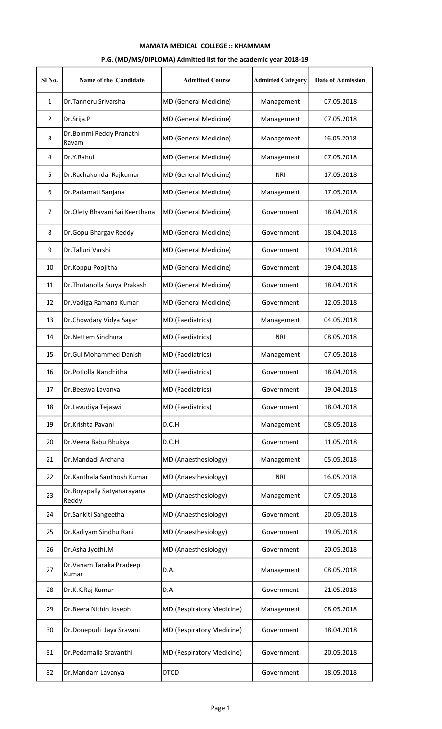# MAMATA MEDICAL COLLEGE :: KHAMMAM

## P.G. (MD/MS/DIPLOMA) Admitted list for the academic year 2018-19

| Sl No. | Name of the Candidate | Admitted Course | Admitted Category | Date of Admission |
|---|---|---|---|---|
| 1 | Dr.Tanneru Srivarsha | MD (General Medicine) | Management | 07.05.2018 |
| 2 | Dr.Srija.P | MD (General Medicine) | Management | 07.05.2018 |
| 3 | Dr.Bommi Reddy Pranathi Ravam | MD (General Medicine) | Management | 16.05.2018 |
| 4 | Dr.Y.Rahul | MD (General Medicine) | Management | 07.05.2018 |
| 5 | Dr.Rachakonda Rajkumar | MD (General Medicine) | NRI | 17.05.2018 |
| 6 | Dr.Padamati Sanjana | MD (General Medicine) | Management | 17.05.2018 |
| 7 | Dr.Olety Bhavani Sai Keerthana | MD (General Medicine) | Government | 18.04.2018 |
| 8 | Dr.Gopu Bhargav Reddy | MD (General Medicine) | Government | 18.04.2018 |
| 9 | Dr.Talluri Varshi | MD (General Medicine) | Government | 19.04.2018 |
| 10 | Dr.Koppu Poojitha | MD (General Medicine) | Government | 19.04.2018 |
| 11 | Dr.Thotanolla Surya Prakash | MD (General Medicine) | Government | 18.04.2018 |
| 12 | Dr.Vadiga Ramana Kumar | MD (General Medicine) | Government | 12.05.2018 |
| 13 | Dr.Chowdary Vidya Sagar | MD (Paediatrics) | Management | 04.05.2018 |
| 14 | Dr.Nettem Sindhura | MD (Paediatrics) | NRI | 08.05.2018 |
| 15 | Dr.Gul Mohammed Danish | MD (Paediatrics) | Management | 07.05.2018 |
| 16 | Dr.Potlolla Nandhitha | MD (Paediatrics) | Government | 18.04.2018 |
| 17 | Dr.Beeswa Lavanya | MD (Paediatrics) | Government | 19.04.2018 |
| 18 | Dr.Lavudiya Tejaswi | MD (Paediatrics) | Government | 18.04.2018 |
| 19 | Dr.Krishta Pavani | D.C.H. | Management | 08.05.2018 |
| 20 | Dr.Veera Babu Bhukya | D.C.H. | Government | 11.05.2018 |
| 21 | Dr.Mandadi Archana | MD (Anaesthesiology) | Management | 05.05.2018 |
| 22 | Dr.Kanthala Santhosh Kumar | MD (Anaesthesiology) | NRI | 16.05.2018 |
| 23 | Dr.Boyapally Satyanarayana Reddy | MD (Anaesthesiology) | Management | 07.05.2018 |
| 24 | Dr.Sankiti Sangeetha | MD (Anaesthesiology) | Government | 20.05.2018 |
| 25 | Dr.Kadiyam Sindhu Rani | MD (Anaesthesiology) | Government | 19.05.2018 |
| 26 | Dr.Asha Jyothi.M | MD (Anaesthesiology) | Government | 20.05.2018 |
| 27 | Dr.Vanam Taraka Pradeep Kumar | D.A. | Management | 08.05.2018 |
| 28 | Dr.K.K.Raj Kumar | D.A | Government | 21.05.2018 |
| 29 | Dr.Beera Nithin Joseph | MD (Respiratory Medicine) | Management | 08.05.2018 |
| 30 | Dr.Donepudi Jaya Sravani | MD (Respiratory Medicine) | Government | 18.04.2018 |
| 31 | Dr.Pedamalla Sravanthi | MD (Respiratory Medicine) | Government | 20.05.2018 |
| 32 | Dr.Mandam Lavanya | DTCD | Government | 18.05.2018 |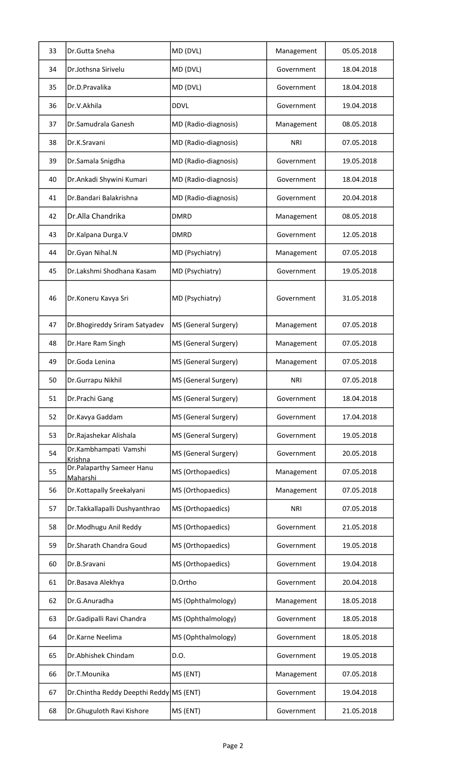| 33 | Dr.Gutta Sneha | MD (DVL) | Management | 05.05.2018 |
|---|---|---|---|---|
| 34 | Dr.Jothsna Sirivelu | MD (DVL) | Government | 18.04.2018 |
| 35 | Dr.D.Pravalika | MD (DVL) | Government | 18.04.2018 |
| 36 | Dr.V.Akhila | DDVL | Government | 19.04.2018 |
| 37 | Dr.Samudrala Ganesh | MD (Radio-diagnosis) | Management | 08.05.2018 |
| 38 | Dr.K.Sravani | MD (Radio-diagnosis) | NRI | 07.05.2018 |
| 39 | Dr.Samala Snigdha | MD (Radio-diagnosis) | Government | 19.05.2018 |
| 40 | Dr.Ankadi Shywini Kumari | MD (Radio-diagnosis) | Government | 18.04.2018 |
| 41 | Dr.Bandari Balakrishna | MD (Radio-diagnosis) | Government | 20.04.2018 |
| 42 | Dr.Alla Chandrika | DMRD | Management | 08.05.2018 |
| 43 | Dr.Kalpana Durga.V | DMRD | Government | 12.05.2018 |
| 44 | Dr.Gyan Nihal.N | MD (Psychiatry) | Management | 07.05.2018 |
| 45 | Dr.Lakshmi Shodhana Kasam | MD (Psychiatry) | Government | 19.05.2018 |
| 46 | Dr.Koneru Kavya Sri | MD (Psychiatry) | Government | 31.05.2018 |
| 47 | Dr.Bhogireddy Sriram Satyadev | MS (General Surgery) | Management | 07.05.2018 |
| 48 | Dr.Hare Ram Singh | MS (General Surgery) | Management | 07.05.2018 |
| 49 | Dr.Goda Lenina | MS (General Surgery) | Management | 07.05.2018 |
| 50 | Dr.Gurrapu Nikhil | MS (General Surgery) | NRI | 07.05.2018 |
| 51 | Dr.Prachi Gang | MS (General Surgery) | Government | 18.04.2018 |
| 52 | Dr.Kavya Gaddam | MS (General Surgery) | Government | 17.04.2018 |
| 53 | Dr.Rajashekar Alishala | MS (General Surgery) | Government | 19.05.2018 |
| 54 | Dr.Kambhampati Vamshi Krishna | MS (General Surgery) | Government | 20.05.2018 |
| 55 | Dr.Palaparthy Sameer Hanu Maharshi | MS (Orthopaedics) | Management | 07.05.2018 |
| 56 | Dr.Kottapally Sreekalyani | MS (Orthopaedics) | Management | 07.05.2018 |
| 57 | Dr.Takkallapalli Dushyanthrao | MS (Orthopaedics) | NRI | 07.05.2018 |
| 58 | Dr.Modhugu Anil Reddy | MS (Orthopaedics) | Government | 21.05.2018 |
| 59 | Dr.Sharath Chandra Goud | MS (Orthopaedics) | Government | 19.05.2018 |
| 60 | Dr.B.Sravani | MS (Orthopaedics) | Government | 19.04.2018 |
| 61 | Dr.Basava Alekhya | D.Ortho | Government | 20.04.2018 |
| 62 | Dr.G.Anuradha | MS (Ophthalmology) | Management | 18.05.2018 |
| 63 | Dr.Gadipalli Ravi Chandra | MS (Ophthalmology) | Government | 18.05.2018 |
| 64 | Dr.Karne Neelima | MS (Ophthalmology) | Government | 18.05.2018 |
| 65 | Dr.Abhishek Chindam | D.O. | Government | 19.05.2018 |
| 66 | Dr.T.Mounika | MS (ENT) | Management | 07.05.2018 |
| 67 | Dr.Chintha Reddy Deepthi Reddy | MS (ENT) | Government | 19.04.2018 |
| 68 | Dr.Ghuguloth Ravi Kishore | MS (ENT) | Government | 21.05.2018 |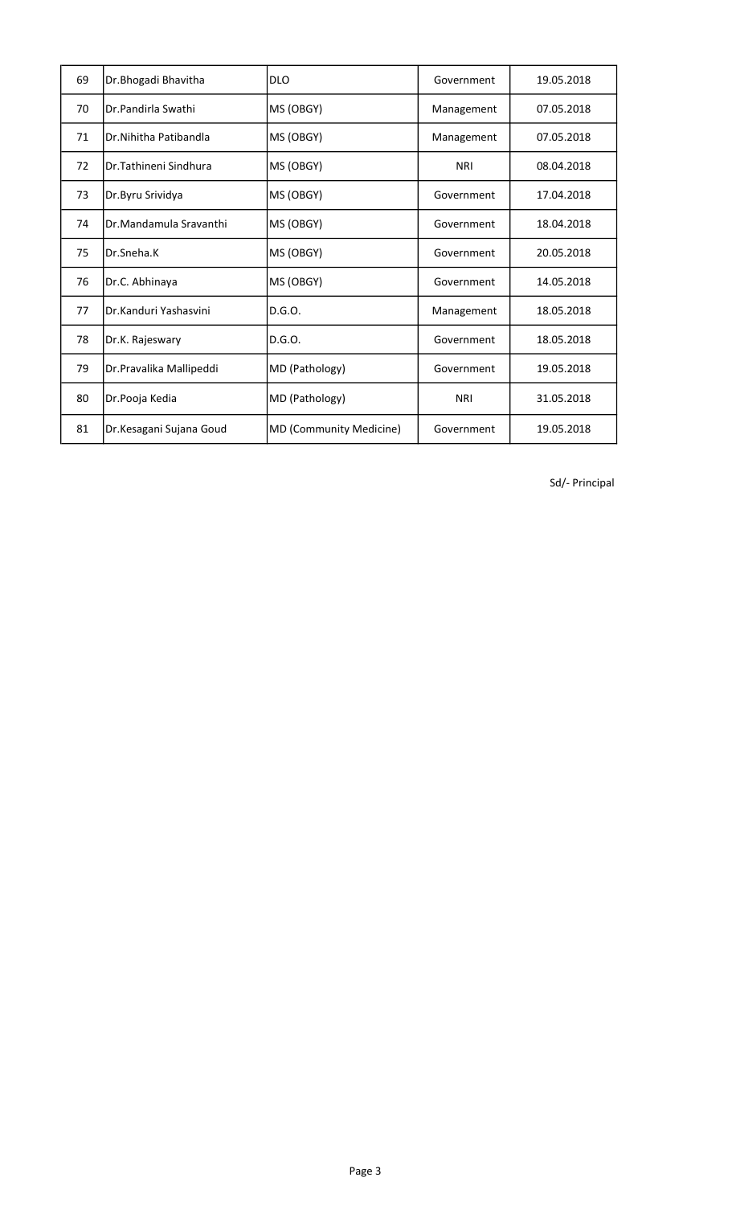| | | | | |
|---|---|---|---|---|
| 69 | Dr.Bhogadi Bhavitha | DLO | Government | 19.05.2018 |
| 70 | Dr.Pandirla Swathi | MS (OBGY) | Management | 07.05.2018 |
| 71 | Dr.Nihitha Patibandla | MS (OBGY) | Management | 07.05.2018 |
| 72 | Dr.Tathineni Sindhura | MS (OBGY) | NRI | 08.04.2018 |
| 73 | Dr.Byru Srividya | MS (OBGY) | Government | 17.04.2018 |
| 74 | Dr.Mandamula Sravanthi | MS (OBGY) | Government | 18.04.2018 |
| 75 | Dr.Sneha.K | MS (OBGY) | Government | 20.05.2018 |
| 76 | Dr.C. Abhinaya | MS (OBGY) | Government | 14.05.2018 |
| 77 | Dr.Kanduri Yashasvini | D.G.O. | Management | 18.05.2018 |
| 78 | Dr.K. Rajeswary | D.G.O. | Government | 18.05.2018 |
| 79 | Dr.Pravalika Mallipeddi | MD (Pathology) | Government | 19.05.2018 |
| 80 | Dr.Pooja Kedia | MD (Pathology) | NRI | 31.05.2018 |
| 81 | Dr.Kesagani Sujana Goud | MD (Community Medicine) | Government | 19.05.2018 |

Sd/- Principal